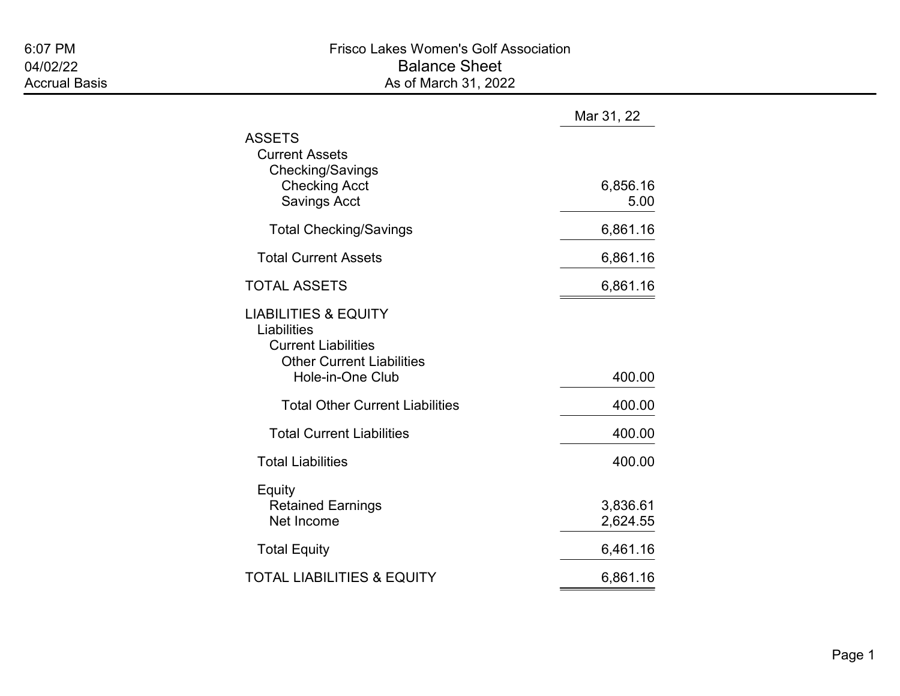# Frisco Lakes Women's Golf Association

## Balance Sheet

### As of March 31, 2022

6:07 PM
04/02/22
Accrual Basis

| | Mar 31, 22 |
|---|---|
| ASSETS | |
| Current Assets | |
| Checking/Savings | |
| Checking Acct | 6,856.16 |
| Savings Acct | 5.00 |
| Total Checking/Savings | 6,861.16 |
| Total Current Assets | 6,861.16 |
| TOTAL ASSETS | 6,861.16 |
| LIABILITIES & EQUITY | |
| Liabilities | |
| Current Liabilities | |
| Other Current Liabilities | |
| Hole-in-One Club | 400.00 |
| Total Other Current Liabilities | 400.00 |
| Total Current Liabilities | 400.00 |
| Total Liabilities | 400.00 |
| Equity | |
| Retained Earnings | 3,836.61 |
| Net Income | 2,624.55 |
| Total Equity | 6,461.16 |
| TOTAL LIABILITIES & EQUITY | 6,861.16 |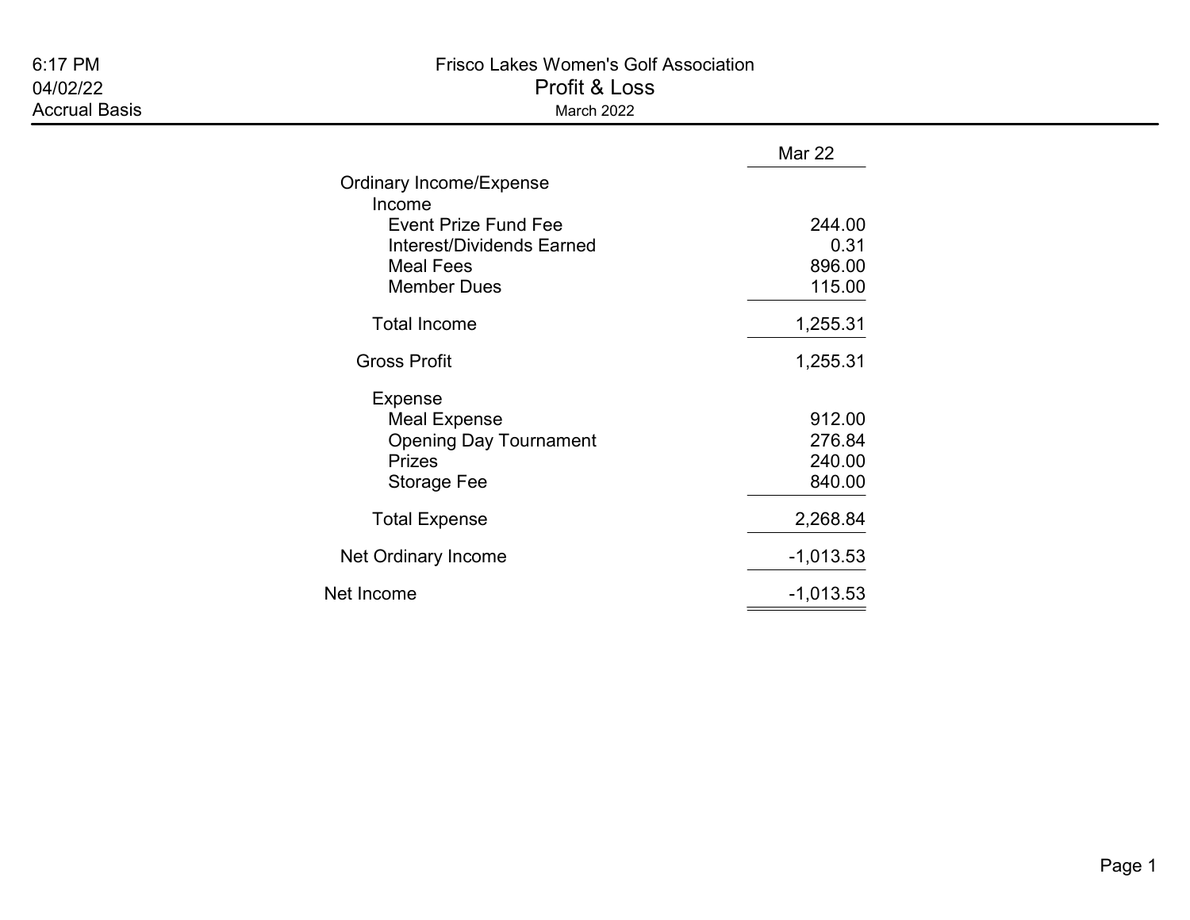# Frisco Lakes Women's Golf Association

## Profit & Loss

March 2022

6:17 PM
04/02/22
Accrual Basis

| | Mar 22 |
|---|---|
| Ordinary Income/Expense | |
| Income | |
| Event Prize Fund Fee | 244.00 |
| Interest/Dividends Earned | 0.31 |
| Meal Fees | 896.00 |
| Member Dues | 115.00 |
| Total Income | 1,255.31 |
| Gross Profit | 1,255.31 |
| Expense | |
| Meal Expense | 912.00 |
| Opening Day Tournament | 276.84 |
| Prizes | 240.00 |
| Storage Fee | 840.00 |
| Total Expense | 2,268.84 |
| Net Ordinary Income | -1,013.53 |
| Net Income | -1,013.53 |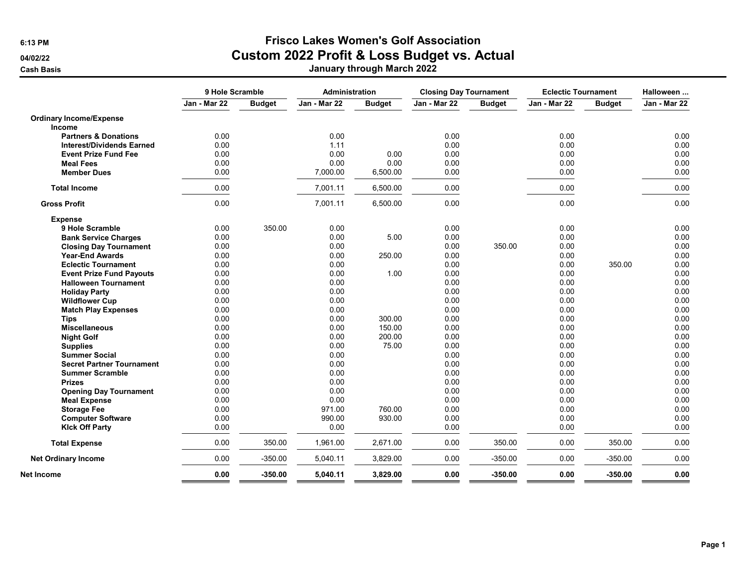# Frisco Lakes Women's Golf Association

## Custom 2022 Profit & Loss Budget vs. Actual

### January through March 2022

6:13 PM
04/02/22
Cash Basis

| | 9 Hole Scramble | | Administration | | Closing Day Tournament | | Eclectic Tournament | | Halloween ... |
|---|---|---|---|---|---|---|---|---|---|
| | Jan - Mar 22 | Budget | Jan - Mar 22 | Budget | Jan - Mar 22 | Budget | Jan - Mar 22 | Budget | Jan - Mar 22 |
| **Ordinary Income/Expense** | | | | | | | | | |
| **Income** | | | | | | | | | |
| **Partners & Donations** | 0.00 | | 0.00 | | 0.00 | | 0.00 | | 0.00 |
| **Interest/Dividends Earned** | 0.00 | | 1.11 | | 0.00 | | 0.00 | | 0.00 |
| **Event Prize Fund Fee** | 0.00 | | 0.00 | 0.00 | 0.00 | | 0.00 | | 0.00 |
| **Meal Fees** | 0.00 | | 0.00 | 0.00 | 0.00 | | 0.00 | | 0.00 |
| **Member Dues** | 0.00 | | 7,000.00 | 6,500.00 | 0.00 | | 0.00 | | 0.00 |
| **Total Income** | 0.00 | | 7,001.11 | 6,500.00 | 0.00 | | 0.00 | | 0.00 |
| **Gross Profit** | 0.00 | | 7,001.11 | 6,500.00 | 0.00 | | 0.00 | | 0.00 |
| **Expense** | | | | | | | | | |
| **9 Hole Scramble** | 0.00 | 350.00 | 0.00 | | 0.00 | | 0.00 | | 0.00 |
| **Bank Service Charges** | 0.00 | | 0.00 | 5.00 | 0.00 | | 0.00 | | 0.00 |
| **Closing Day Tournament** | 0.00 | | 0.00 | | 0.00 | 350.00 | 0.00 | | 0.00 |
| **Year-End Awards** | 0.00 | | 0.00 | 250.00 | 0.00 | | 0.00 | | 0.00 |
| **Eclectic Tournament** | 0.00 | | 0.00 | | 0.00 | | 0.00 | 350.00 | 0.00 |
| **Event Prize Fund Payouts** | 0.00 | | 0.00 | 1.00 | 0.00 | | 0.00 | | 0.00 |
| **Halloween Tournament** | 0.00 | | 0.00 | | 0.00 | | 0.00 | | 0.00 |
| **Holiday Party** | 0.00 | | 0.00 | | 0.00 | | 0.00 | | 0.00 |
| **Wildflower Cup** | 0.00 | | 0.00 | | 0.00 | | 0.00 | | 0.00 |
| **Match Play Expenses** | 0.00 | | 0.00 | | 0.00 | | 0.00 | | 0.00 |
| **Tips** | 0.00 | | 0.00 | 300.00 | 0.00 | | 0.00 | | 0.00 |
| **Miscellaneous** | 0.00 | | 0.00 | 150.00 | 0.00 | | 0.00 | | 0.00 |
| **Night Golf** | 0.00 | | 0.00 | 200.00 | 0.00 | | 0.00 | | 0.00 |
| **Supplies** | 0.00 | | 0.00 | 75.00 | 0.00 | | 0.00 | | 0.00 |
| **Summer Social** | 0.00 | | 0.00 | | 0.00 | | 0.00 | | 0.00 |
| **Secret Partner Tournament** | 0.00 | | 0.00 | | 0.00 | | 0.00 | | 0.00 |
| **Summer Scramble** | 0.00 | | 0.00 | | 0.00 | | 0.00 | | 0.00 |
| **Prizes** | 0.00 | | 0.00 | | 0.00 | | 0.00 | | 0.00 |
| **Opening Day Tournament** | 0.00 | | 0.00 | | 0.00 | | 0.00 | | 0.00 |
| **Meal Expense** | 0.00 | | 0.00 | | 0.00 | | 0.00 | | 0.00 |
| **Storage Fee** | 0.00 | | 971.00 | 760.00 | 0.00 | | 0.00 | | 0.00 |
| **Computer Software** | 0.00 | | 990.00 | 930.00 | 0.00 | | 0.00 | | 0.00 |
| **Klck Off Party** | 0.00 | | 0.00 | | 0.00 | | 0.00 | | 0.00 |
| **Total Expense** | 0.00 | 350.00 | 1,961.00 | 2,671.00 | 0.00 | 350.00 | 0.00 | 350.00 | 0.00 |
| **Net Ordinary Income** | 0.00 | -350.00 | 5,040.11 | 3,829.00 | 0.00 | -350.00 | 0.00 | -350.00 | 0.00 |
| **Net Income** | **0.00** | **-350.00** | **5,040.11** | **3,829.00** | **0.00** | **-350.00** | **0.00** | **-350.00** | **0.00** |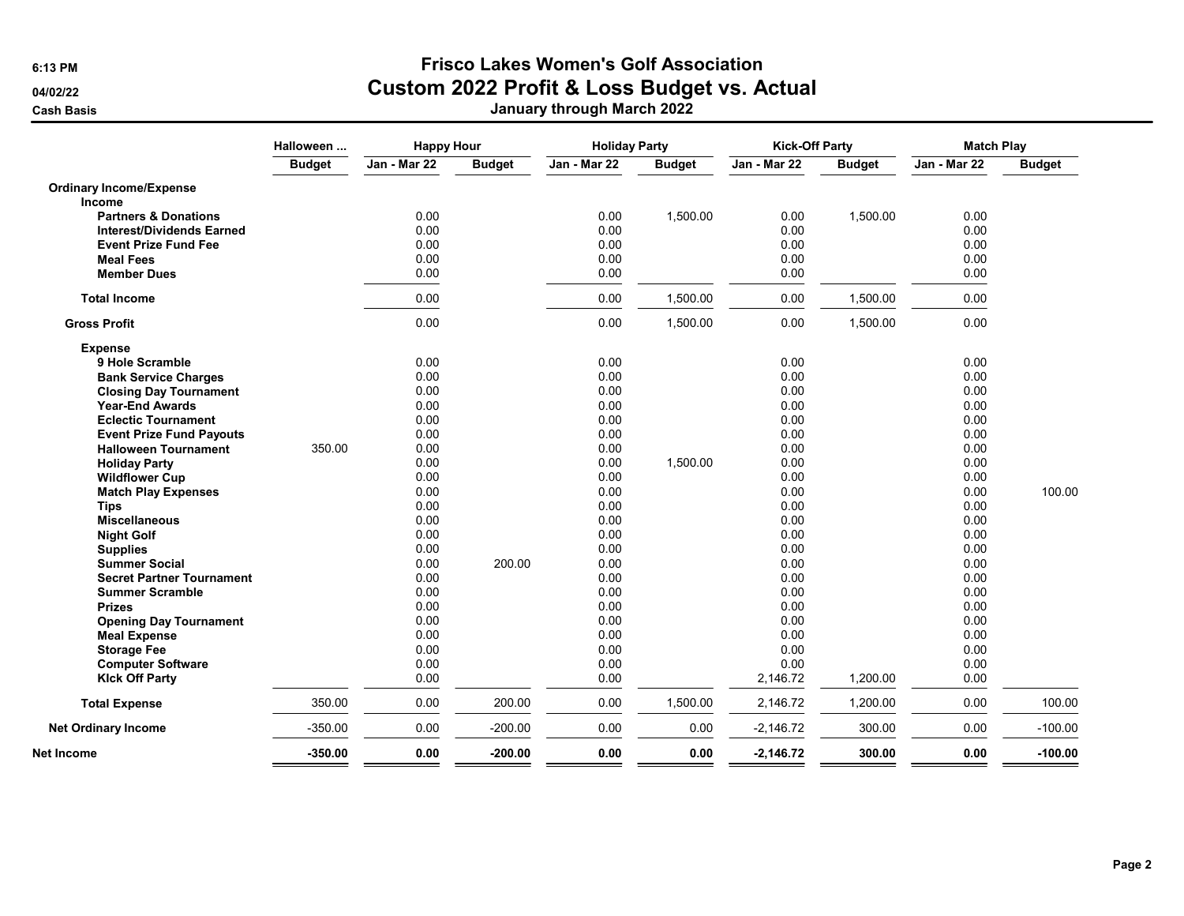**6:13 PM**
**04/02/22**
**Cash Basis**

# Frisco Lakes Women's Golf Association
## Custom 2022 Profit & Loss Budget vs. Actual
### January through March 2022

| | Halloween ... | Happy Hour | | Holiday Party | | Kick-Off Party | | Match Play | |
|---|---|---|---|---|---|---|---|---|---|
| | **Budget** | **Jan - Mar 22** | **Budget** | **Jan - Mar 22** | **Budget** | **Jan - Mar 22** | **Budget** | **Jan - Mar 22** | **Budget** |
| **Ordinary Income/Expense** | | | | | | | | | |
| **Income** | | | | | | | | | |
| **Partners & Donations** | | 0.00 | | 0.00 | 1,500.00 | 0.00 | 1,500.00 | 0.00 | |
| **Interest/Dividends Earned** | | 0.00 | | 0.00 | | 0.00 | | 0.00 | |
| **Event Prize Fund Fee** | | 0.00 | | 0.00 | | 0.00 | | 0.00 | |
| **Meal Fees** | | 0.00 | | 0.00 | | 0.00 | | 0.00 | |
| **Member Dues** | | 0.00 | | 0.00 | | 0.00 | | 0.00 | |
| **Total Income** | | 0.00 | | 0.00 | 1,500.00 | 0.00 | 1,500.00 | 0.00 | |
| **Gross Profit** | | 0.00 | | 0.00 | 1,500.00 | 0.00 | 1,500.00 | 0.00 | |
| **Expense** | | | | | | | | | |
| **9 Hole Scramble** | | 0.00 | | 0.00 | | 0.00 | | 0.00 | |
| **Bank Service Charges** | | 0.00 | | 0.00 | | 0.00 | | 0.00 | |
| **Closing Day Tournament** | | 0.00 | | 0.00 | | 0.00 | | 0.00 | |
| **Year-End Awards** | | 0.00 | | 0.00 | | 0.00 | | 0.00 | |
| **Eclectic Tournament** | | 0.00 | | 0.00 | | 0.00 | | 0.00 | |
| **Event Prize Fund Payouts** | | 0.00 | | 0.00 | | 0.00 | | 0.00 | |
| **Halloween Tournament** | 350.00 | 0.00 | | 0.00 | | 0.00 | | 0.00 | |
| **Holiday Party** | | 0.00 | | 0.00 | 1,500.00 | 0.00 | | 0.00 | |
| **Wildflower Cup** | | 0.00 | | 0.00 | | 0.00 | | 0.00 | |
| **Match Play Expenses** | | 0.00 | | 0.00 | | 0.00 | | 0.00 | 100.00 |
| **Tips** | | 0.00 | | 0.00 | | 0.00 | | 0.00 | |
| **Miscellaneous** | | 0.00 | | 0.00 | | 0.00 | | 0.00 | |
| **Night Golf** | | 0.00 | | 0.00 | | 0.00 | | 0.00 | |
| **Supplies** | | 0.00 | | 0.00 | | 0.00 | | 0.00 | |
| **Summer Social** | | 0.00 | 200.00 | 0.00 | | 0.00 | | 0.00 | |
| **Secret Partner Tournament** | | 0.00 | | 0.00 | | 0.00 | | 0.00 | |
| **Summer Scramble** | | 0.00 | | 0.00 | | 0.00 | | 0.00 | |
| **Prizes** | | 0.00 | | 0.00 | | 0.00 | | 0.00 | |
| **Opening Day Tournament** | | 0.00 | | 0.00 | | 0.00 | | 0.00 | |
| **Meal Expense** | | 0.00 | | 0.00 | | 0.00 | | 0.00 | |
| **Storage Fee** | | 0.00 | | 0.00 | | 0.00 | | 0.00 | |
| **Computer Software** | | 0.00 | | 0.00 | | 0.00 | | 0.00 | |
| **KIck Off Party** | | 0.00 | | 0.00 | | 2,146.72 | 1,200.00 | 0.00 | |
| **Total Expense** | 350.00 | 0.00 | 200.00 | 0.00 | 1,500.00 | 2,146.72 | 1,200.00 | 0.00 | 100.00 |
| **Net Ordinary Income** | -350.00 | 0.00 | -200.00 | 0.00 | 0.00 | -2,146.72 | 300.00 | 0.00 | -100.00 |
| **Net Income** | **-350.00** | **0.00** | **-200.00** | **0.00** | **0.00** | **-2,146.72** | **300.00** | **0.00** | **-100.00** |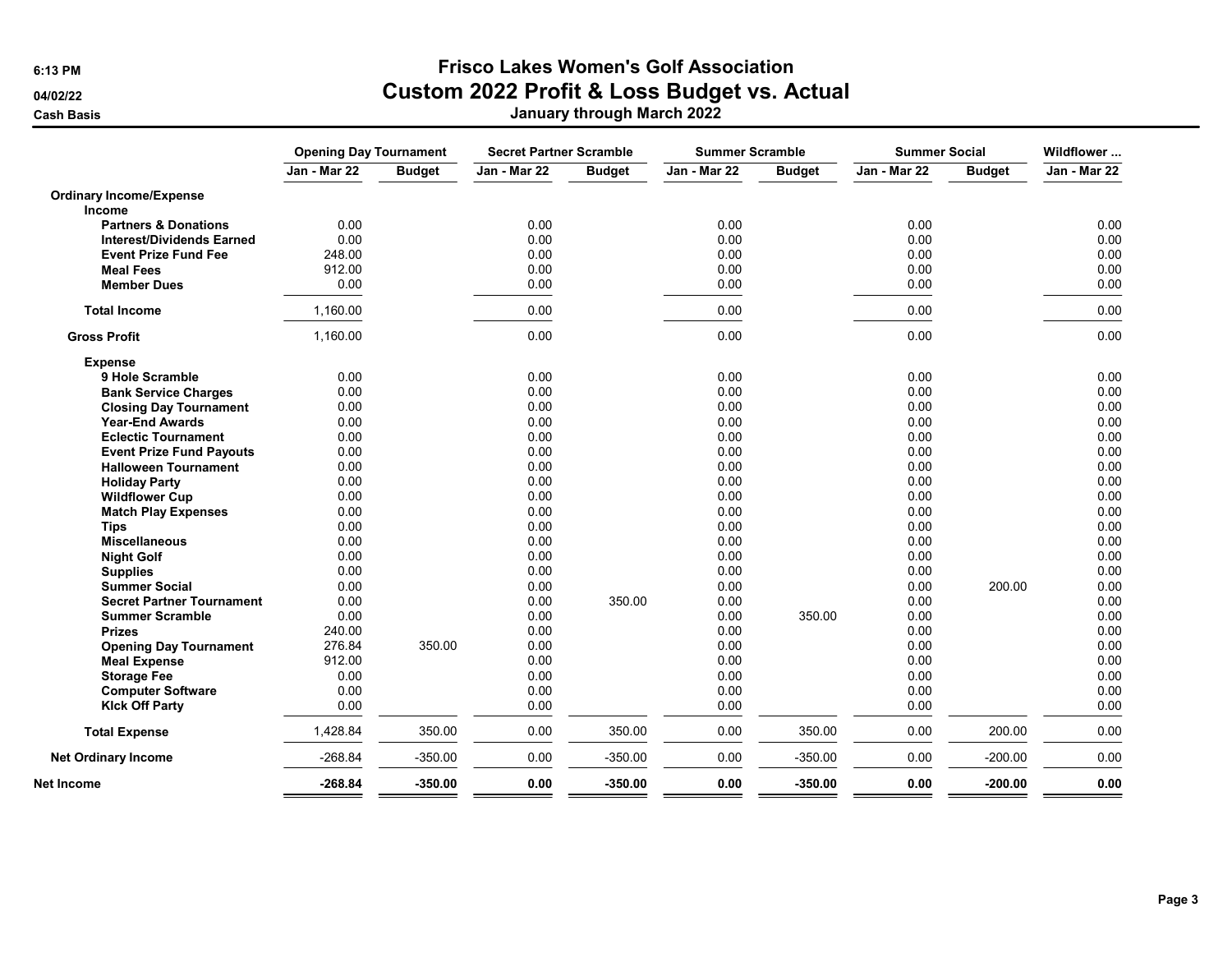6:13 PM

04/02/22

Cash Basis

# Frisco Lakes Women's Golf Association
## Custom 2022 Profit & Loss Budget vs. Actual
### January through March 2022

| | Opening Day Tournament | | Secret Partner Scramble | | Summer Scramble | | Summer Social | | Wildflower ... |
|---|---|---|---|---|---|---|---|---|---|
| | Jan - Mar 22 | Budget | Jan - Mar 22 | Budget | Jan - Mar 22 | Budget | Jan - Mar 22 | Budget | Jan - Mar 22 |
| **Ordinary Income/Expense** | | | | | | | | | |
| **Income** | | | | | | | | | |
| **Partners & Donations** | 0.00 | | 0.00 | | 0.00 | | 0.00 | | 0.00 |
| **Interest/Dividends Earned** | 0.00 | | 0.00 | | 0.00 | | 0.00 | | 0.00 |
| **Event Prize Fund Fee** | 248.00 | | 0.00 | | 0.00 | | 0.00 | | 0.00 |
| **Meal Fees** | 912.00 | | 0.00 | | 0.00 | | 0.00 | | 0.00 |
| **Member Dues** | 0.00 | | 0.00 | | 0.00 | | 0.00 | | 0.00 |
| **Total Income** | 1,160.00 | | 0.00 | | 0.00 | | 0.00 | | 0.00 |
| **Gross Profit** | 1,160.00 | | 0.00 | | 0.00 | | 0.00 | | 0.00 |
| **Expense** | | | | | | | | | |
| **9 Hole Scramble** | 0.00 | | 0.00 | | 0.00 | | 0.00 | | 0.00 |
| **Bank Service Charges** | 0.00 | | 0.00 | | 0.00 | | 0.00 | | 0.00 |
| **Closing Day Tournament** | 0.00 | | 0.00 | | 0.00 | | 0.00 | | 0.00 |
| **Year-End Awards** | 0.00 | | 0.00 | | 0.00 | | 0.00 | | 0.00 |
| **Eclectic Tournament** | 0.00 | | 0.00 | | 0.00 | | 0.00 | | 0.00 |
| **Event Prize Fund Payouts** | 0.00 | | 0.00 | | 0.00 | | 0.00 | | 0.00 |
| **Halloween Tournament** | 0.00 | | 0.00 | | 0.00 | | 0.00 | | 0.00 |
| **Holiday Party** | 0.00 | | 0.00 | | 0.00 | | 0.00 | | 0.00 |
| **Wildflower Cup** | 0.00 | | 0.00 | | 0.00 | | 0.00 | | 0.00 |
| **Match Play Expenses** | 0.00 | | 0.00 | | 0.00 | | 0.00 | | 0.00 |
| **Tips** | 0.00 | | 0.00 | | 0.00 | | 0.00 | | 0.00 |
| **Miscellaneous** | 0.00 | | 0.00 | | 0.00 | | 0.00 | | 0.00 |
| **Night Golf** | 0.00 | | 0.00 | | 0.00 | | 0.00 | | 0.00 |
| **Supplies** | 0.00 | | 0.00 | | 0.00 | | 0.00 | | 0.00 |
| **Summer Social** | 0.00 | | 0.00 | | 0.00 | | 0.00 | 200.00 | 0.00 |
| **Secret Partner Tournament** | 0.00 | | 0.00 | 350.00 | 0.00 | | 0.00 | | 0.00 |
| **Summer Scramble** | 0.00 | | 0.00 | | 0.00 | 350.00 | 0.00 | | 0.00 |
| **Prizes** | 240.00 | | 0.00 | | 0.00 | | 0.00 | | 0.00 |
| **Opening Day Tournament** | 276.84 | 350.00 | 0.00 | | 0.00 | | 0.00 | | 0.00 |
| **Meal Expense** | 912.00 | | 0.00 | | 0.00 | | 0.00 | | 0.00 |
| **Storage Fee** | 0.00 | | 0.00 | | 0.00 | | 0.00 | | 0.00 |
| **Computer Software** | 0.00 | | 0.00 | | 0.00 | | 0.00 | | 0.00 |
| **KIck Off Party** | 0.00 | | 0.00 | | 0.00 | | 0.00 | | 0.00 |
| **Total Expense** | 1,428.84 | 350.00 | 0.00 | 350.00 | 0.00 | 350.00 | 0.00 | 200.00 | 0.00 |
| **Net Ordinary Income** | -268.84 | -350.00 | 0.00 | -350.00 | 0.00 | -350.00 | 0.00 | -200.00 | 0.00 |
| **Net Income** | **-268.84** | **-350.00** | **0.00** | **-350.00** | **0.00** | **-350.00** | **0.00** | **-200.00** | **0.00** |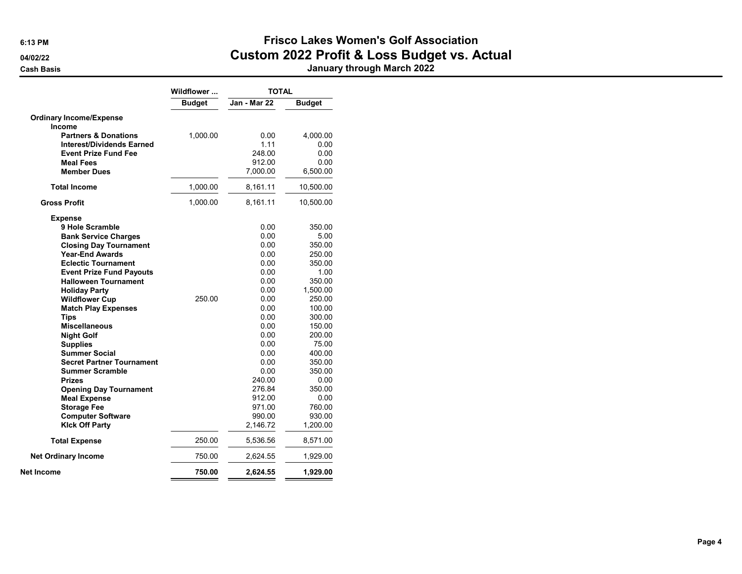# Frisco Lakes Women's Golf Association

## Custom 2022 Profit & Loss Budget vs. Actual

### January through March 2022

6:13 PM
04/02/22
Cash Basis

| | Wildflower ... | TOTAL | |
|---|---|---|---|
| | Budget | Jan - Mar 22 | Budget |
| **Ordinary Income/Expense** | | | |
| **Income** | | | |
| **Partners & Donations** | 1,000.00 | 0.00 | 4,000.00 |
| **Interest/Dividends Earned** | | 1.11 | 0.00 |
| **Event Prize Fund Fee** | | 248.00 | 0.00 |
| **Meal Fees** | | 912.00 | 0.00 |
| **Member Dues** | | 7,000.00 | 6,500.00 |
| **Total Income** | 1,000.00 | 8,161.11 | 10,500.00 |
| **Gross Profit** | 1,000.00 | 8,161.11 | 10,500.00 |
| **Expense** | | | |
| **9 Hole Scramble** | | 0.00 | 350.00 |
| **Bank Service Charges** | | 0.00 | 5.00 |
| **Closing Day Tournament** | | 0.00 | 350.00 |
| **Year-End Awards** | | 0.00 | 250.00 |
| **Eclectic Tournament** | | 0.00 | 350.00 |
| **Event Prize Fund Payouts** | | 0.00 | 1.00 |
| **Halloween Tournament** | | 0.00 | 350.00 |
| **Holiday Party** | | 0.00 | 1,500.00 |
| **Wildflower Cup** | 250.00 | 0.00 | 250.00 |
| **Match Play Expenses** | | 0.00 | 100.00 |
| **Tips** | | 0.00 | 300.00 |
| **Miscellaneous** | | 0.00 | 150.00 |
| **Night Golf** | | 0.00 | 200.00 |
| **Supplies** | | 0.00 | 75.00 |
| **Summer Social** | | 0.00 | 400.00 |
| **Secret Partner Tournament** | | 0.00 | 350.00 |
| **Summer Scramble** | | 0.00 | 350.00 |
| **Prizes** | | 240.00 | 0.00 |
| **Opening Day Tournament** | | 276.84 | 350.00 |
| **Meal Expense** | | 912.00 | 0.00 |
| **Storage Fee** | | 971.00 | 760.00 |
| **Computer Software** | | 990.00 | 930.00 |
| **KIck Off Party** | | 2,146.72 | 1,200.00 |
| **Total Expense** | 250.00 | 5,536.56 | 8,571.00 |
| **Net Ordinary Income** | 750.00 | 2,624.55 | 1,929.00 |
| **Net Income** | **750.00** | **2,624.55** | **1,929.00** |